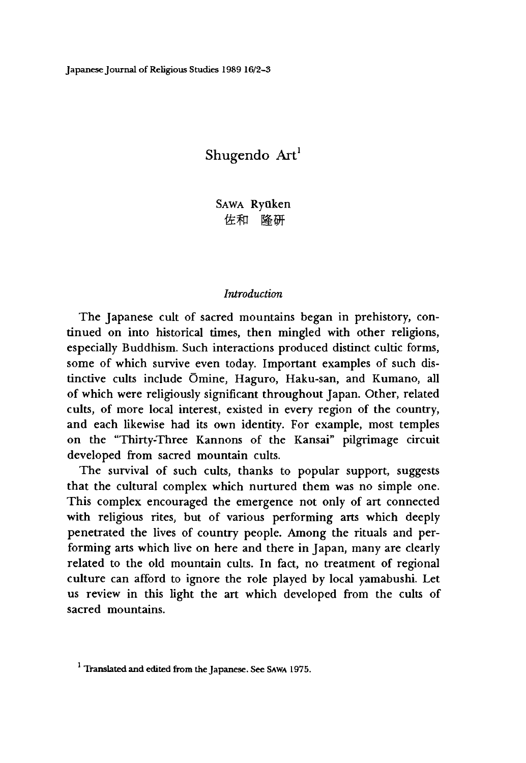# Shugendo Art[1]

SAWA Ryūken
佐和 隆研

*Introduction*

The Japanese cult of sacred mountains began in prehistory, continued on into historical times, then mingled with other religions, especially Buddhism. Such interactions produced distinct cultic forms, some of which survive even today. Important examples of such distinctive cults include Ōmine, Haguro, Haku-san, and Kumano, all of which were religiously significant throughout Japan. Other, related cults, of more local interest, existed in every region of the country, and each likewise had its own identity. For example, most temples on the "Thirty-Three Kannons of the Kansai" pilgrimage circuit developed from sacred mountain cults.

The survival of such cults, thanks to popular support, suggests that the cultural complex which nurtured them was no simple one. This complex encouraged the emergence not only of art connected with religious rites, but of various performing arts which deeply penetrated the lives of country people. Among the rituals and performing arts which live on here and there in Japan, many are clearly related to the old mountain cults. In fact, no treatment of regional culture can afford to ignore the role played by local yamabushi. Let us review in this light the art which developed from the cults of sacred mountains.

[1] Translated and edited from the Japanese. See SAWA 1975.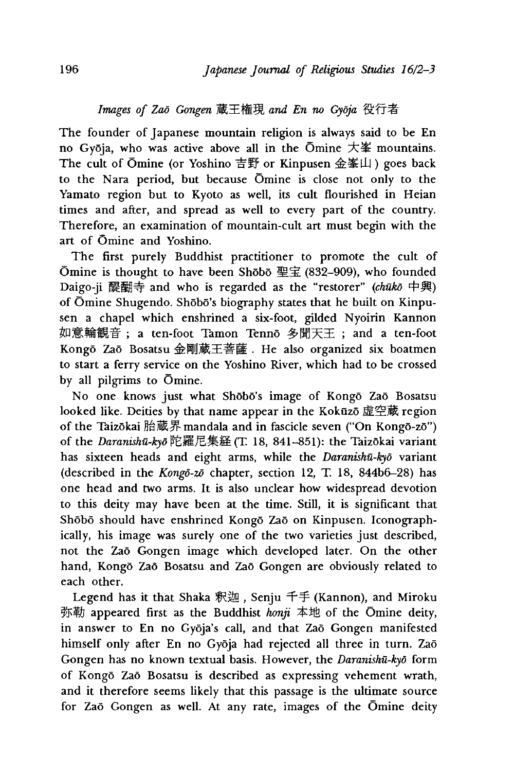### *Images of Zaō Gongen* 蔵王権現 *and En no Gyōja* 役行者

The founder of Japanese mountain religion is always said to be En no Gyōja, who was active above all in the Ōmine 大峯 mountains. The cult of Ōmine (or Yoshino 吉野 or Kinpusen 金峯山) goes back to the Nara period, but because Ōmine is close not only to the Yamato region but to Kyoto as well, its cult flourished in Heian times and after, and spread as well to every part of the country. Therefore, an examination of mountain-cult art must begin with the art of Ōmine and Yoshino.

The first purely Buddhist practitioner to promote the cult of Ōmine is thought to have been Shōbō 聖宝 (832–909), who founded Daigo-ji 醍醐寺 and who is regarded as the "restorer" (*chūkō* 中興) of Ōmine Shugendo. Shōbō's biography states that he built on Kinpusen a chapel which enshrined a six-foot, gilded Nyoirin Kannon 如意輪観音; a ten-foot Tamon Tennō 多聞天王; and a ten-foot Kongō Zaō Bosatsu 金剛蔵王菩薩. He also organized six boatmen to start a ferry service on the Yoshino River, which had to be crossed by all pilgrims to Ōmine.

No one knows just what Shōbō's image of Kongō Zaō Bosatsu looked like. Deities by that name appear in the Kokūzō 虚空蔵 region of the Taizōkai 胎蔵界 mandala and in fascicle seven ("On Kongō-zō") of the *Daranishū-kyō* 陀羅尼集経 (T. 18, 841–851): the Taizōkai variant has sixteen heads and eight arms, while the *Daranishū-kyō* variant (described in the *Kongō-zō* chapter, section 12, T. 18, 844b6–28) has one head and two arms. It is also unclear how widespread devotion to this deity may have been at the time. Still, it is significant that Shōbō should have enshrined Kongō Zaō on Kinpusen. Iconographically, his image was surely one of the two varieties just described, not the Zaō Gongen image which developed later. On the other hand, Kongō Zaō Bosatsu and Zaō Gongen are obviously related to each other.

Legend has it that Shaka 釈迦, Senju 千手 (Kannon), and Miroku 弥勒 appeared first as the Buddhist *honji* 本地 of the Ōmine deity, in answer to En no Gyōja's call, and that Zaō Gongen manifested himself only after En no Gyōja had rejected all three in turn. Zaō Gongen has no known textual basis. However, the *Daranishū-kyō* form of Kongō Zaō Bosatsu is described as expressing vehement wrath, and it therefore seems likely that this passage is the ultimate source for Zaō Gongen as well. At any rate, images of the Ōmine deity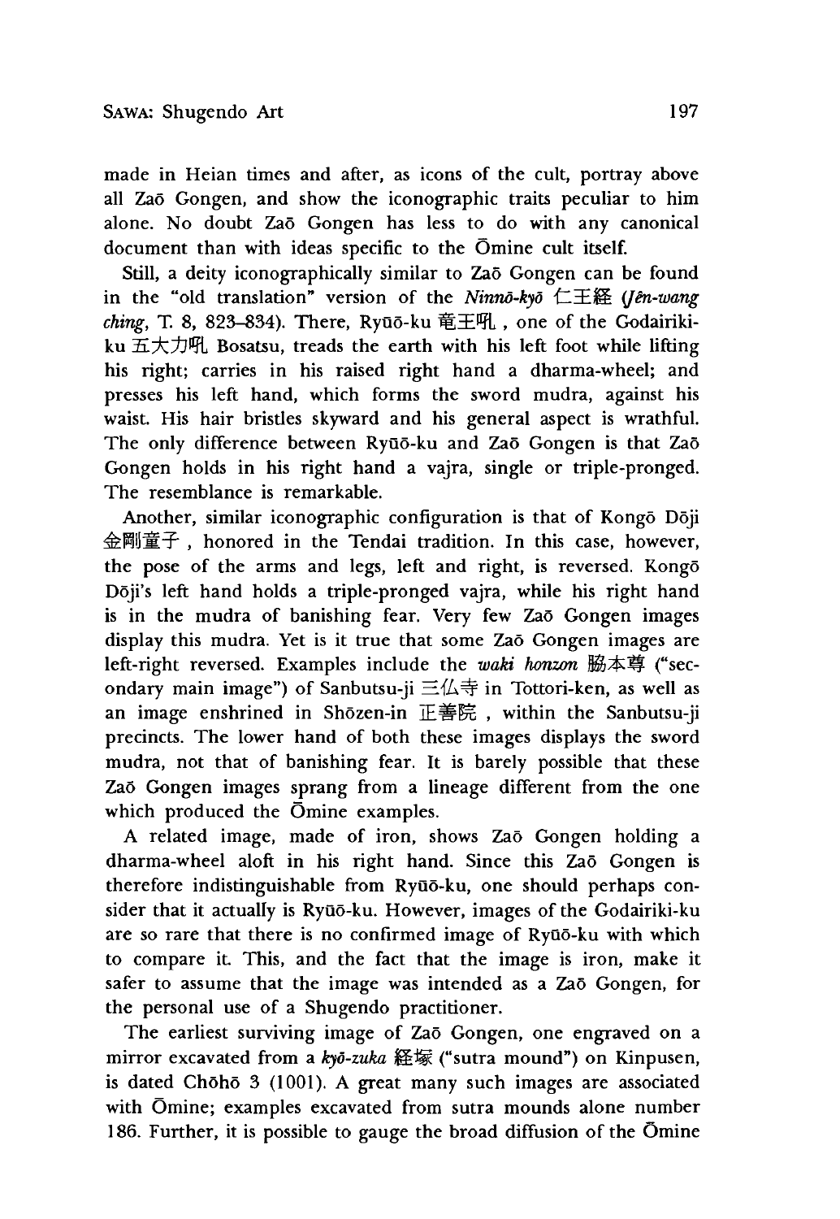made in Heian times and after, as icons of the cult, portray above all Zaō Gongen, and show the iconographic traits peculiar to him alone. No doubt Zaō Gongen has less to do with any canonical document than with ideas specific to the Ōmine cult itself.

Still, a deity iconographically similar to Zaō Gongen can be found in the "old translation" version of the *Ninnō-kyō* 仁王経 (*Jên-wang ching*, T. 8, 823–834). There, Ryūō-ku 竜王吼, one of the Godairiki-ku 五大力吼 Bosatsu, treads the earth with his left foot while lifting his right; carries in his raised right hand a dharma-wheel; and presses his left hand, which forms the sword mudra, against his waist. His hair bristles skyward and his general aspect is wrathful. The only difference between Ryūō-ku and Zaō Gongen is that Zaō Gongen holds in his right hand a vajra, single or triple-pronged. The resemblance is remarkable.

Another, similar iconographic configuration is that of Kongō Dōji 金剛童子, honored in the Tendai tradition. In this case, however, the pose of the arms and legs, left and right, is reversed. Kongō Dōji's left hand holds a triple-pronged vajra, while his right hand is in the mudra of banishing fear. Very few Zaō Gongen images display this mudra. Yet is it true that some Zaō Gongen images are left-right reversed. Examples include the *waki honzon* 脇本尊 ("secondary main image") of Sanbutsu-ji 三仏寺 in Tottori-ken, as well as an image enshrined in Shōzen-in 正善院, within the Sanbutsu-ji precincts. The lower hand of both these images displays the sword mudra, not that of banishing fear. It is barely possible that these Zaō Gongen images sprang from a lineage different from the one which produced the Ōmine examples.

A related image, made of iron, shows Zaō Gongen holding a dharma-wheel aloft in his right hand. Since this Zaō Gongen is therefore indistinguishable from Ryūō-ku, one should perhaps consider that it actually is Ryūō-ku. However, images of the Godairiki-ku are so rare that there is no confirmed image of Ryūō-ku with which to compare it. This, and the fact that the image is iron, make it safer to assume that the image was intended as a Zaō Gongen, for the personal use of a Shugendo practitioner.

The earliest surviving image of Zaō Gongen, one engraved on a mirror excavated from a *kyō-zuka* 経塚 ("sutra mound") on Kinpusen, is dated Chōhō 3 (1001). A great many such images are associated with Ōmine; examples excavated from sutra mounds alone number 186. Further, it is possible to gauge the broad diffusion of the Ōmine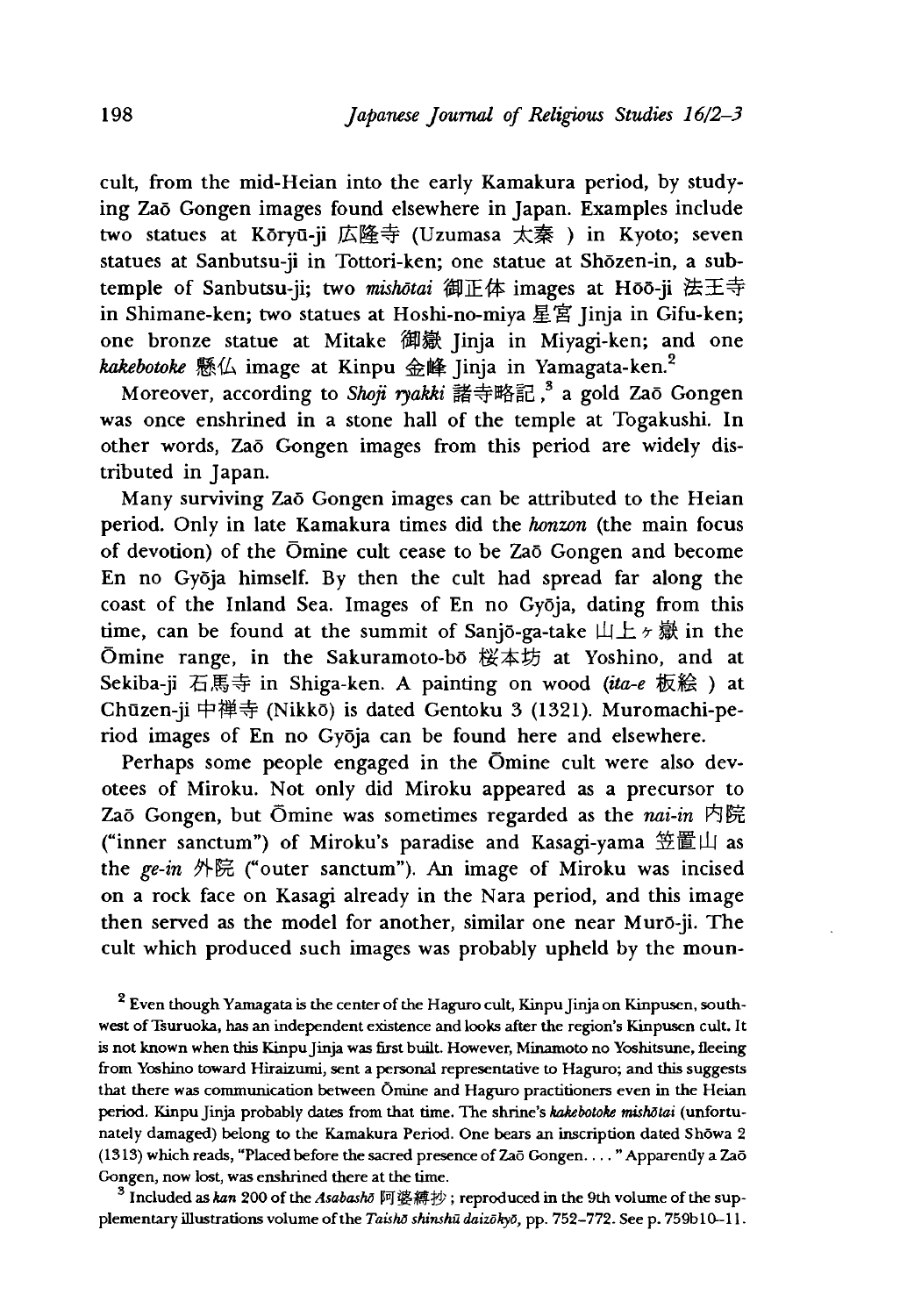cult, from the mid-Heian into the early Kamakura period, by studying Zaō Gongen images found elsewhere in Japan. Examples include two statues at Kōryū-ji 広隆寺 (Uzumasa 太秦 ) in Kyoto; seven statues at Sanbutsu-ji in Tottori-ken; one statue at Shōzen-in, a subtemple of Sanbutsu-ji; two *mishōtai* 御正体 images at Hōō-ji 法王寺 in Shimane-ken; two statues at Hoshi-no-miya 星宮 Jinja in Gifu-ken; one bronze statue at Mitake 御嶽 Jinja in Miyagi-ken; and one *kakebotoke* 懸仏 image at Kinpu 金峰 Jinja in Yamagata-ken.[2]

Moreover, according to *Shoji ryakki* 諸寺略記,[3] a gold Zaō Gongen was once enshrined in a stone hall of the temple at Togakushi. In other words, Zaō Gongen images from this period are widely distributed in Japan.

Many surviving Zaō Gongen images can be attributed to the Heian period. Only in late Kamakura times did the *honzon* (the main focus of devotion) of the Ōmine cult cease to be Zaō Gongen and become En no Gyōja himself. By then the cult had spread far along the coast of the Inland Sea. Images of En no Gyōja, dating from this time, can be found at the summit of Sanjō-ga-take 山上ヶ嶽 in the Ōmine range, in the Sakuramoto-bō 桜本坊 at Yoshino, and at Sekiba-ji 石馬寺 in Shiga-ken. A painting on wood (*ita-e* 板絵 ) at Chūzen-ji 中禅寺 (Nikkō) is dated Gentoku 3 (1321). Muromachi-period images of En no Gyōja can be found here and elsewhere.

Perhaps some people engaged in the Ōmine cult were also devotees of Miroku. Not only did Miroku appeared as a precursor to Zaō Gongen, but Ōmine was sometimes regarded as the *nai-in* 内院 ("inner sanctum") of Miroku's paradise and Kasagi-yama 笠置山 as the *ge-in* 外院 ("outer sanctum"). An image of Miroku was incised on a rock face on Kasagi already in the Nara period, and this image then served as the model for another, similar one near Murō-ji. The cult which produced such images was probably upheld by the moun-

---

[2] Even though Yamagata is the center of the Haguro cult, Kinpu Jinja on Kinpusen, southwest of Tsuruoka, has an independent existence and looks after the region's Kinpusen cult. It is not known when this Kinpu Jinja was first built. However, Minamoto no Yoshitsune, fleeing from Yoshino toward Hiraizumi, sent a personal representative to Haguro; and this suggests that there was communication between Ōmine and Haguro practitioners even in the Heian period. Kinpu Jinja probably dates from that time. The shrine's *kakebotoke mishōtai* (unfortunately damaged) belong to the Kamakura Period. One bears an inscription dated Shōwa 2 (1313) which reads, "Placed before the sacred presence of Zaō Gongen. . . . " Apparently a Zaō Gongen, now lost, was enshrined there at the time.

[3] Included as *kan* 200 of the *Asabashō* 阿娑縛抄 ; reproduced in the 9th volume of the supplementary illustrations volume of the *Taishō shinshū daizōkyō*, pp. 752–772. See p. 759b10–11.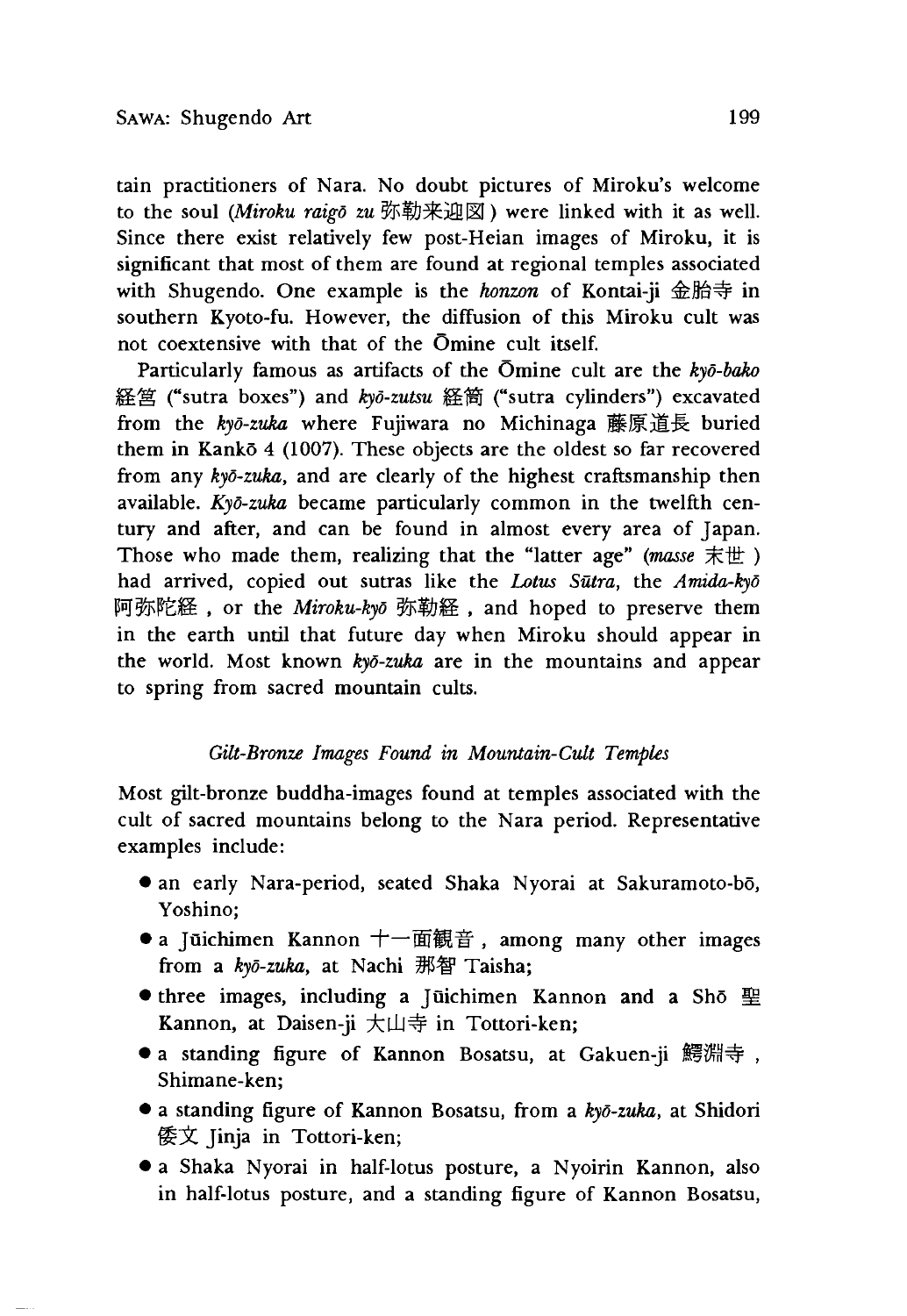tain practitioners of Nara. No doubt pictures of Miroku's welcome to the soul (*Miroku raigō zu* 弥勒来迎図) were linked with it as well. Since there exist relatively few post-Heian images of Miroku, it is significant that most of them are found at regional temples associated with Shugendo. One example is the ***honzon*** of Kontai-ji 金胎寺 in southern Kyoto-fu. However, the diffusion of this Miroku cult was not coextensive with that of the Ōmine cult itself.

Particularly famous as artifacts of the Ōmine cult are the *kyō-bako* 経筥 ("sutra boxes") and *kyō-zutsu* 経筒 ("sutra cylinders") excavated from the *kyō-zuka* where Fujiwara no Michinaga 藤原道長 buried them in Kankō 4 (1007). These objects are the oldest so far recovered from any *kyō-zuka*, and are clearly of the highest craftsmanship then available. *Kyō-zuka* became particularly common in the twelfth century and after, and can be found in almost every area of Japan. Those who made them, realizing that the "latter age" (*masse* 末世) had arrived, copied out sutras like the *Lotus Sūtra*, the *Amida-kyō* 阿弥陀経, or the *Miroku-kyō* 弥勒経, and hoped to preserve them in the earth until that future day when Miroku should appear in the world. Most known *kyō-zuka* are in the mountains and appear to spring from sacred mountain cults.

### *Gilt-Bronze Images Found in Mountain-Cult Temples*

Most gilt-bronze buddha-images found at temples associated with the cult of sacred mountains belong to the Nara period. Representative examples include:

- an early Nara-period, seated Shaka Nyorai at Sakuramoto-bō, Yoshino;
- a Jūichimen Kannon 十一面観音, among many other images from a *kyō-zuka*, at Nachi 那智 Taisha;
- three images, including a Jūichimen Kannon and a Shō 聖 Kannon, at Daisen-ji 大山寺 in Tottori-ken;
- a standing figure of Kannon Bosatsu, at Gakuen-ji 鰐淵寺, Shimane-ken;
- a standing figure of Kannon Bosatsu, from a *kyō-zuka*, at Shidori 倭文 Jinja in Tottori-ken;
- a Shaka Nyorai in half-lotus posture, a Nyoirin Kannon, also in half-lotus posture, and a standing figure of Kannon Bosatsu,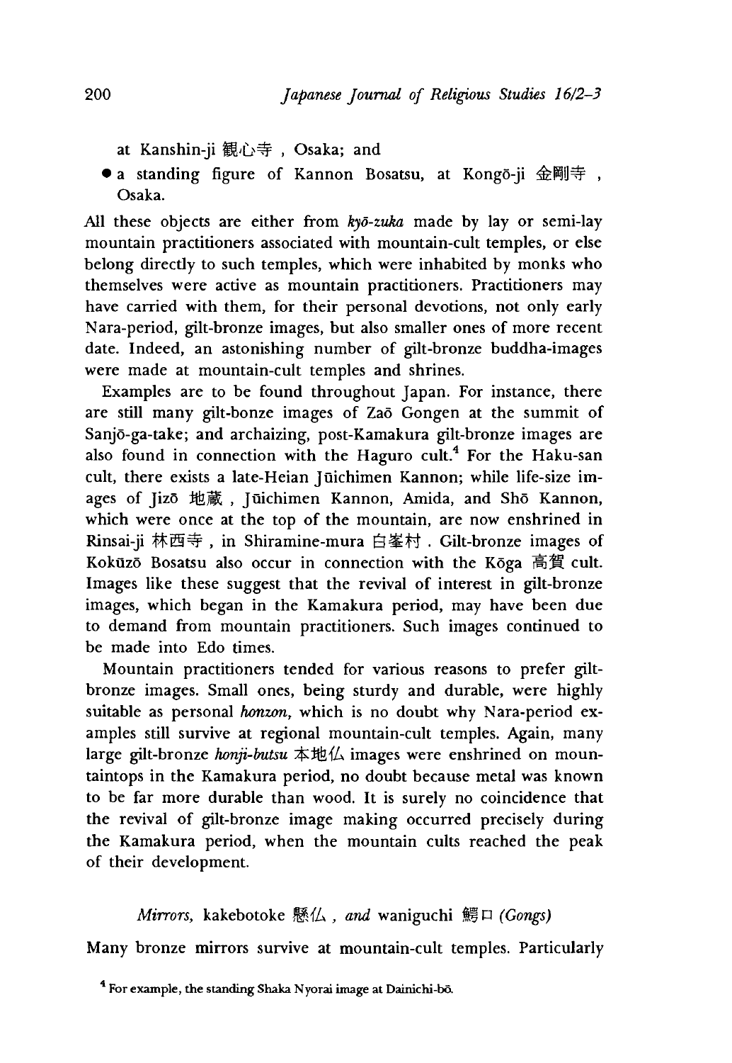at Kanshin-ji 観心寺, Osaka; and

- a standing figure of Kannon Bosatsu, at Kongō-ji 金剛寺, Osaka.

All these objects are either from *kyō-zuka* made by lay or semi-lay mountain practitioners associated with mountain-cult temples, or else belong directly to such temples, which were inhabited by monks who themselves were active as mountain practitioners. Practitioners may have carried with them, for their personal devotions, not only early Nara-period, gilt-bronze images, but also smaller ones of more recent date. Indeed, an astonishing number of gilt-bronze buddha-images were made at mountain-cult temples and shrines.

Examples are to be found throughout Japan. For instance, there are still many gilt-bonze images of Zaō Gongen at the summit of Sanjō-ga-take; and archaizing, post-Kamakura gilt-bronze images are also found in connection with the Haguro cult.[4] For the Haku-san cult, there exists a late-Heian Jūichimen Kannon; while life-size images of Jizō 地蔵, Jūichimen Kannon, Amida, and Shō Kannon, which were once at the top of the mountain, are now enshrined in Rinsai-ji 林西寺, in Shiramine-mura 白峯村. Gilt-bronze images of Kokūzō Bosatsu also occur in connection with the Kōga 高賀 cult. Images like these suggest that the revival of interest in gilt-bronze images, which began in the Kamakura period, may have been due to demand from mountain practitioners. Such images continued to be made into Edo times.

Mountain practitioners tended for various reasons to prefer gilt-bronze images. Small ones, being sturdy and durable, were highly suitable as personal *honzon*, which is no doubt why Nara-period examples still survive at regional mountain-cult temples. Again, many large gilt-bronze *honji-butsu* 本地仏 images were enshrined on mountaintops in the Kamakura period, no doubt because metal was known to be far more durable than wood. It is surely no coincidence that the revival of gilt-bronze image making occurred precisely during the Kamakura period, when the mountain cults reached the peak of their development.

### *Mirrors,* kakebotoke 懸仏, *and* waniguchi 鰐口 *(Gongs)*

Many bronze mirrors survive at mountain-cult temples. Particularly

[4] For example, the standing Shaka Nyorai image at Dainichi-bō.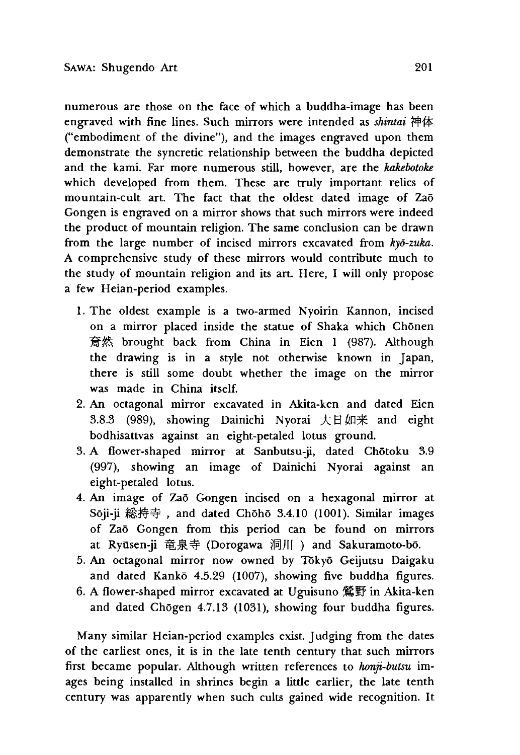numerous are those on the face of which a buddha-image has been engraved with fine lines. Such mirrors were intended as *shintai* 神体 ("embodiment of the divine"), and the images engraved upon them demonstrate the syncretic relationship between the buddha depicted and the kami. Far more numerous still, however, are the *kakebotoke* which developed from them. These are truly important relics of mountain-cult art. The fact that the oldest dated image of Zaō Gongen is engraved on a mirror shows that such mirrors were indeed the product of mountain religion. The same conclusion can be drawn from the large number of incised mirrors excavated from *kyō-zuka*. A comprehensive study of these mirrors would contribute much to the study of mountain religion and its art. Here, I will only propose a few Heian-period examples.

1. The oldest example is a two-armed Nyoirin Kannon, incised on a mirror placed inside the statue of Shaka which Chōnen 奝然 brought back from China in Eien 1 (987). Although the drawing is in a style not otherwise known in Japan, there is still some doubt whether the image on the mirror was made in China itself.
2. An octagonal mirror excavated in Akita-ken and dated Eien 3.8.3 (989), showing Dainichi Nyorai 大日如来 and eight bodhisattvas against an eight-petaled lotus ground.
3. A flower-shaped mirror at Sanbutsu-ji, dated Chōtoku 3.9 (997), showing an image of Dainichi Nyorai against an eight-petaled lotus.
4. An image of Zaō Gongen incised on a hexagonal mirror at Sōji-ji 総持寺 , and dated Chōhō 3.4.10 (1001). Similar images of Zaō Gongen from this period can be found on mirrors at Ryūsen-ji 竜泉寺 (Dorogawa 洞川 ) and Sakuramoto-bō.
5. An octagonal mirror now owned by Tōkyō Geijutsu Daigaku and dated Kankō 4.5.29 (1007), showing five buddha figures.
6. A flower-shaped mirror excavated at Uguisuno 鶯野 in Akita-ken and dated Chōgen 4.7.13 (1031), showing four buddha figures.

Many similar Heian-period examples exist. Judging from the dates of the earliest ones, it is in the late tenth century that such mirrors first became popular. Although written references to *honji-butsu* images being installed in shrines begin a little earlier, the late tenth century was apparently when such cults gained wide recognition. It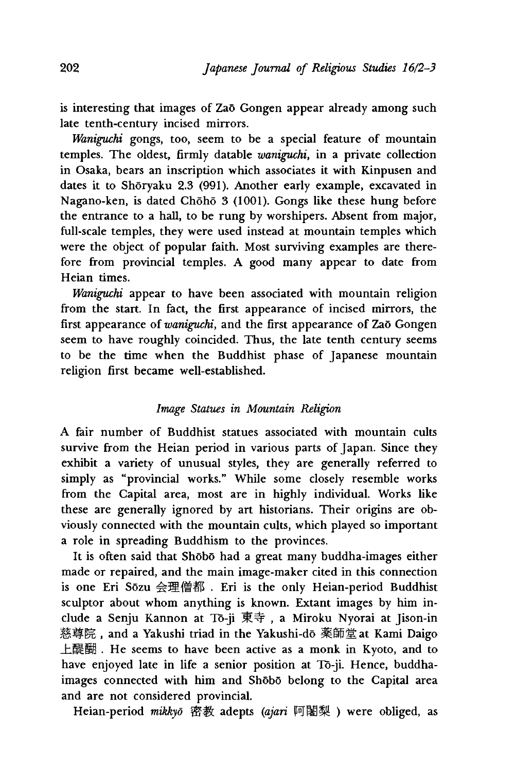is interesting that images of Zaō Gongen appear already among such late tenth-century incised mirrors.

*Waniguchi* gongs, too, seem to be a special feature of mountain temples. The oldest, firmly datable *waniguchi*, in a private collection in Osaka, bears an inscription which associates it with Kinpusen and dates it to Shōryaku 2.3 (991). Another early example, excavated in Nagano-ken, is dated Chōhō 3 (1001). Gongs like these hung before the entrance to a hall, to be rung by worshipers. Absent from major, full-scale temples, they were used instead at mountain temples which were the object of popular faith. Most surviving examples are therefore from provincial temples. A good many appear to date from Heian times.

*Waniguchi* appear to have been associated with mountain religion from the start. In fact, the first appearance of incised mirrors, the first appearance of *waniguchi*, and the first appearance of Zaō Gongen seem to have roughly coincided. Thus, the late tenth century seems to be the time when the Buddhist phase of Japanese mountain religion first became well-established.

### *Image Statues in Mountain Religion*

A fair number of Buddhist statues associated with mountain cults survive from the Heian period in various parts of Japan. Since they exhibit a variety of unusual styles, they are generally referred to simply as "provincial works." While some closely resemble works from the Capital area, most are in highly individual. Works like these are generally ignored by art historians. Their origins are obviously connected with the mountain cults, which played so important a role in spreading Buddhism to the provinces.

It is often said that Shōbō had a great many buddha-images either made or repaired, and the main image-maker cited in this connection is one Eri Sōzu 会理僧都 . Eri is the only Heian-period Buddhist sculptor about whom anything is known. Extant images by him include a Senju Kannon at Tō-ji 東寺 , a Miroku Nyorai at Jison-in 慈尊院 , and a Yakushi triad in the Yakushi-dō 薬師堂 at Kami Daigo 上醍醐 . He seems to have been active as a monk in Kyoto, and to have enjoyed late in life a senior position at Tō-ji. Hence, buddha-images connected with him and Shōbō belong to the Capital area and are not considered provincial.

Heian-period *mikkyō* 密教 adepts (*ajari* 阿闍梨 ) were obliged, as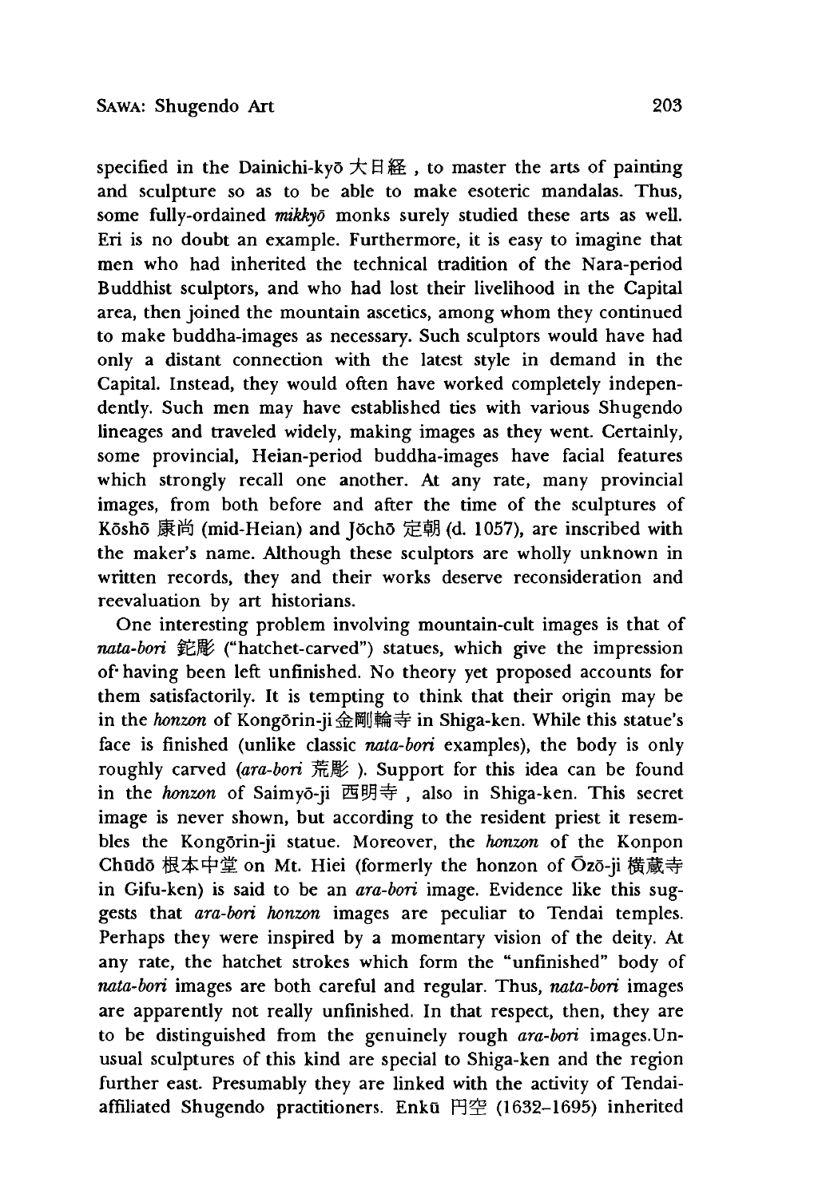specified in the Dainichi-kyō 大日経 , to master the arts of painting and sculpture so as to be able to make esoteric mandalas. Thus, some fully-ordained *mikkyō* monks surely studied these arts as well. Eri is no doubt an example. Furthermore, it is easy to imagine that men who had inherited the technical tradition of the Nara-period Buddhist sculptors, and who had lost their livelihood in the Capital area, then joined the mountain ascetics, among whom they continued to make buddha-images as necessary. Such sculptors would have had only a distant connection with the latest style in demand in the Capital. Instead, they would often have worked completely independently. Such men may have established ties with various Shugendo lineages and traveled widely, making images as they went. Certainly, some provincial, Heian-period buddha-images have facial features which strongly recall one another. At any rate, many provincial images, from both before and after the time of the sculptures of Kōshō 康尚 (mid-Heian) and Jōchō 定朝 (d. 1057), are inscribed with the maker's name. Although these sculptors are wholly unknown in written records, they and their works deserve reconsideration and reevaluation by art historians.

One interesting problem involving mountain-cult images is that of *nata-bori* 鉈彫 ("hatchet-carved") statues, which give the impression of having been left unfinished. No theory yet proposed accounts for them satisfactorily. It is tempting to think that their origin may be in the *honzon* of Kongōrin-ji 金剛輪寺 in Shiga-ken. While this statue's face is finished (unlike classic *nata-bori* examples), the body is only roughly carved (*ara-bori* 荒彫 ). Support for this idea can be found in the *honzon* of Saimyō-ji 西明寺 , also in Shiga-ken. This secret image is never shown, but according to the resident priest it resembles the Kongōrin-ji statue. Moreover, the *honzon* of the Konpon Chūdō 根本中堂 on Mt. Hiei (formerly the honzon of Ōzō-ji 横蔵寺 in Gifu-ken) is said to be an *ara-bori* image. Evidence like this suggests that *ara-bori honzon* images are peculiar to Tendai temples. Perhaps they were inspired by a momentary vision of the deity. At any rate, the hatchet strokes which form the "unfinished" body of *nata-bori* images are both careful and regular. Thus, *nata-bori* images are apparently not really unfinished. In that respect, then, they are to be distinguished from the genuinely rough *ara-bori* images. Unusual sculptures of this kind are special to Shiga-ken and the region further east. Presumably they are linked with the activity of Tendai-affiliated Shugendo practitioners. Enkū 円空 (1632–1695) inherited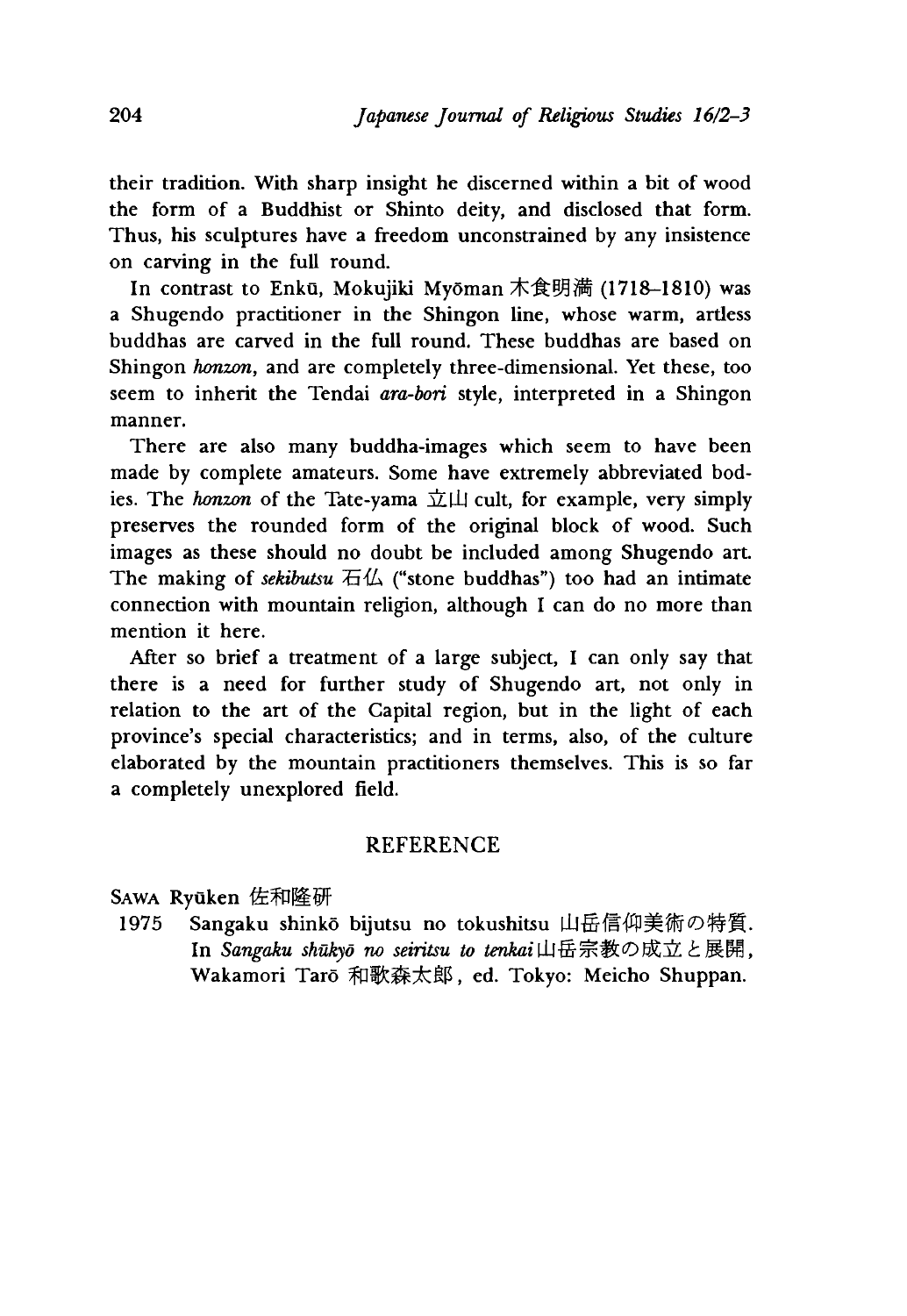their tradition. With sharp insight he discerned within a bit of wood the form of a Buddhist or Shinto deity, and disclosed that form. Thus, his sculptures have a freedom unconstrained by any insistence on carving in the full round.

In contrast to Enkū, Mokujiki Myōman 木食明満 (1718–1810) was a Shugendo practitioner in the Shingon line, whose warm, artless buddhas are carved in the full round. These buddhas are based on Shingon *honzon*, and are completely three-dimensional. Yet these, too seem to inherit the Tendai *ara-bori* style, interpreted in a Shingon manner.

There are also many buddha-images which seem to have been made by complete amateurs. Some have extremely abbreviated bodies. The *honzon* of the Tate-yama 立山 cult, for example, very simply preserves the rounded form of the original block of wood. Such images as these should no doubt be included among Shugendo art. The making of *sekibutsu* 石仏 ("stone buddhas") too had an intimate connection with mountain religion, although I can do no more than mention it here.

After so brief a treatment of a large subject, I can only say that there is a need for further study of Shugendo art, not only in relation to the art of the Capital region, but in the light of each province's special characteristics; and in terms, also, of the culture elaborated by the mountain practitioners themselves. This is so far a completely unexplored field.

## REFERENCE

SAWA Ryūken 佐和隆研

1975 Sangaku shinkō bijutsu no tokushitsu 山岳信仰美術の特質. In *Sangaku shūkyō no seiritsu to tenkai* 山岳宗教の成立と展開, Wakamori Tarō 和歌森太郎, ed. Tokyo: Meicho Shuppan.